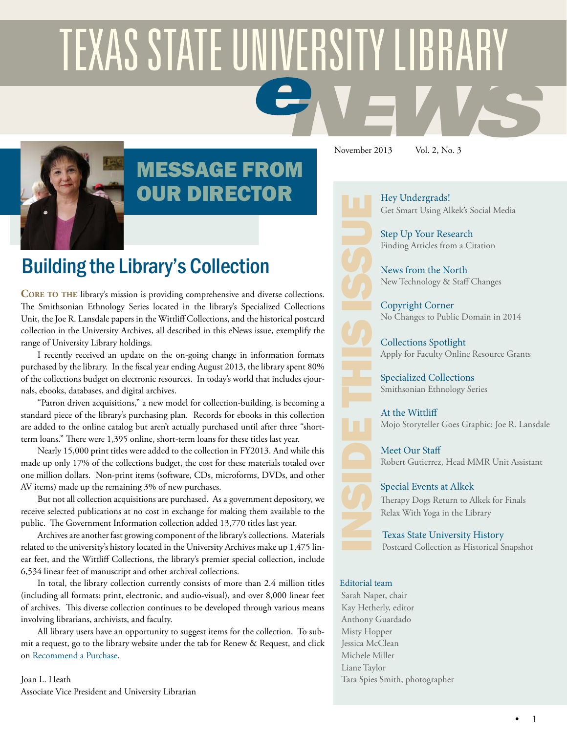# TEXAS STATE UNIVERSITY LIBRARY eNEWS

November 2013 Vol. 2, No. 3

## MESSAGE FROM OUR DIRECTOR

### Building the Library's Collection

**CORE TO THE** library's mission is providing comprehensive and diverse collections. The Smithsonian Ethnology Series located in the library's Specialized Collections Unit, the Joe R. Lansdale papers in the Wittliff Collections, and the historical postcard collection in the University Archives, all described in this eNews issue, exemplify the range of University Library holdings.

I recently received an update on the on-going change in information formats purchased by the library. In the fiscal year ending August 2013, the library spent 80% of the collections budget on electronic resources. In today's world that includes ejournals, ebooks, databases, and digital archives.

"Patron driven acquisitions," a new model for collection-building, is becoming a standard piece of the library's purchasing plan. Records for ebooks in this collection are added to the online catalog but aren't actually purchased until after three "short-term loans." There were 1,395 online, short-term loans for these titles last year.

Nearly 15,000 print titles were added to the collection in FY2013. And while this made up only 17% of the collections budget, the cost for these materials totaled over one million dollars. Non-print items (software, CDs, microforms, DVDs, and other AV items) made up the remaining 3% of new purchases.

But not all collection acquisitions are purchased. As a government depository, we receive selected publications at no cost in exchange for making them available to the public. The Government Information collection added 13,770 titles last year.

Archives are another fast growing component of the library's collections. Materials related to the university's history located in the University Archives make up 1,475 linear feet, and the Wittliff Collections, the library's premier special collection, include 6,534 linear feet of manuscript and other archival collections.

In total, the library collection currently consists of more than 2.4 million titles (including all formats: print, electronic, and audio-visual), and over 8,000 linear feet of archives. This diverse collection continues to be developed through various means involving librarians, archivists, and faculty.

All library users have an opportunity to suggest items for the collection. To submit a request, go to the library website under the tab for Renew & Request, and click on Recommend a Purchase.

Joan L. Heath
Associate Vice President and University Librarian

## INSIDE THIS ISSUE

**Hey Undergrads!**
Get Smart Using Alkek's Social Media

**Step Up Your Research**
Finding Articles from a Citation

**News from the North**
New Technology & Staff Changes

**Copyright Corner**
No Changes to Public Domain in 2014

**Collections Spotlight**
Apply for Faculty Online Resource Grants

**Specialized Collections**
Smithsonian Ethnology Series

**At the Wittliff**
Mojo Storyteller Goes Graphic: Joe R. Lansdale

**Meet Our Staff**
Robert Gutierrez, Head MMR Unit Assistant

**Special Events at Alkek**
Therapy Dogs Return to Alkek for Finals
Relax With Yoga in the Library

**Texas State University History**
Postcard Collection as Historical Snapshot

**Editorial team**
Sarah Naper, chair
Kay Hetherly, editor
Anthony Guardado
Misty Hopper
Jessica McClean
Michele Miller
Liane Taylor
Tara Spies Smith, photographer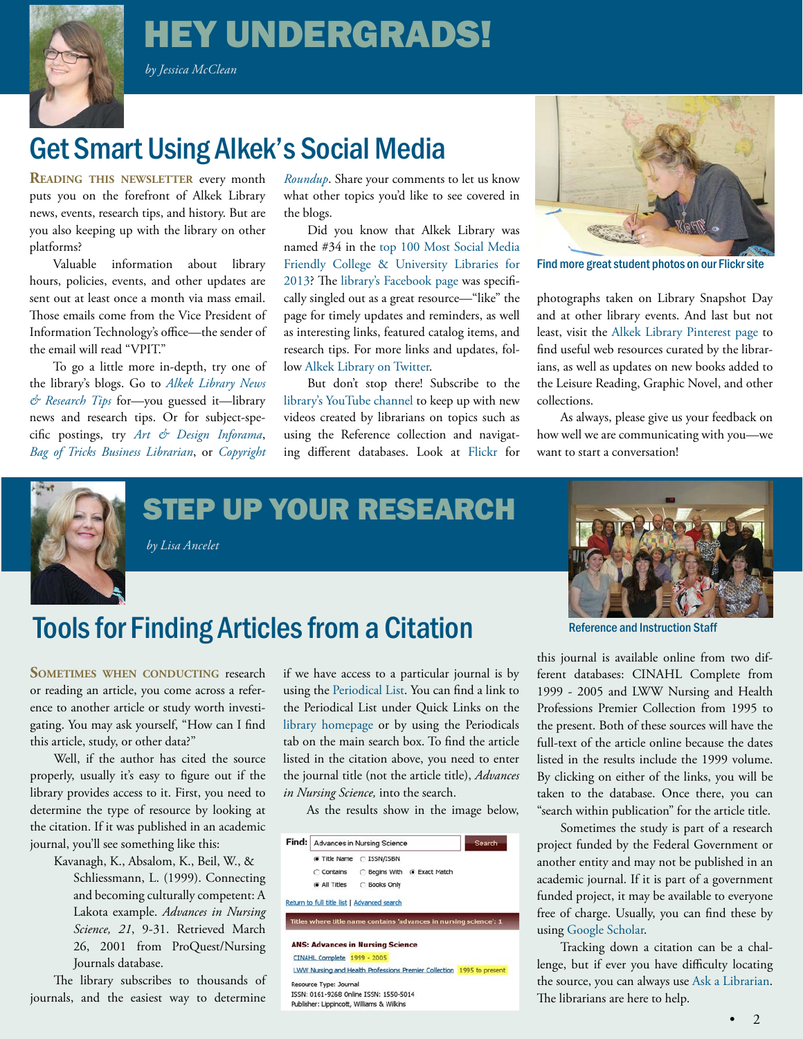# HEY UNDERGRADS!

*by Jessica McClean*

## Get Smart Using Alkek's Social Media

**Reading this newsletter** every month puts you on the forefront of Alkek Library news, events, research tips, and history. But are you also keeping up with the library on other platforms?

Valuable information about library hours, policies, events, and other updates are sent out at least once a month via mass email. Those emails come from the Vice President of Information Technology's office—the sender of the email will read "VPIT."

To go a little more in-depth, try one of the library's blogs. Go to *Alkek Library News & Research Tips* for—you guessed it—library news and research tips. Or for subject-specific postings, try *Art & Design Inforama*, *Bag of Tricks Business Librarian*, or *Copyright Roundup*. Share your comments to let us know what other topics you'd like to see covered in the blogs.

Did you know that Alkek Library was named #34 in the top 100 Most Social Media Friendly College & University Libraries for 2013? The library's Facebook page was specifically singled out as a great resource—"like" the page for timely updates and reminders, as well as interesting links, featured catalog items, and research tips. For more links and updates, follow Alkek Library on Twitter.

But don't stop there! Subscribe to the library's YouTube channel to keep up with new videos created by librarians on topics such as using the Reference collection and navigating different databases. Look at Flickr for photographs taken on Library Snapshot Day and at other library events. And last but not least, visit the Alkek Library Pinterest page to find useful web resources curated by the librarians, as well as updates on new books added to the Leisure Reading, Graphic Novel, and other collections.

Find more great student photos on our Flickr site

As always, please give us your feedback on how well we are communicating with you—we want to start a conversation!

# STEP UP YOUR RESEARCH

*by Lisa Ancelet*

Reference and Instruction Staff

## Tools for Finding Articles from a Citation

**Sometimes when conducting** research or reading an article, you come across a reference to another article or study worth investigating. You may ask yourself, "How can I find this article, study, or other data?"

Well, if the author has cited the source properly, usually it's easy to figure out if the library provides access to it. First, you need to determine the type of resource by looking at the citation. If it was published in an academic journal, you'll see something like this:

> Kavanagh, K., Absalom, K., Beil, W., & Schliessmann, L. (1999). Connecting and becoming culturally competent: A Lakota example. *Advances in Nursing Science, 21*, 9-31. Retrieved March 26, 2001 from ProQuest/Nursing Journals database.

The library subscribes to thousands of journals, and the easiest way to determine if we have access to a particular journal is by using the Periodical List. You can find a link to the Periodical List under Quick Links on the library homepage or by using the Periodicals tab on the main search box. To find the article listed in the citation above, you need to enter the journal title (not the article title), *Advances in Nursing Science,* into the search.

As the results show in the image below, this journal is available online from two different databases: CINAHL Complete from 1999 - 2005 and LWW Nursing and Health Professions Premier Collection from 1995 to the present. Both of these sources will have the full-text of the article online because the dates listed in the results include the 1999 volume. By clicking on either of the links, you will be taken to the database. Once there, you can "search within publication" for the article title.

Sometimes the study is part of a research project funded by the Federal Government or another entity and may not be published in an academic journal. If it is part of a government funded project, it may be available to everyone free of charge. Usually, you can find these by using Google Scholar.

Tracking down a citation can be a challenge, but if ever you have difficulty locating the source, you can always use Ask a Librarian. The librarians are here to help.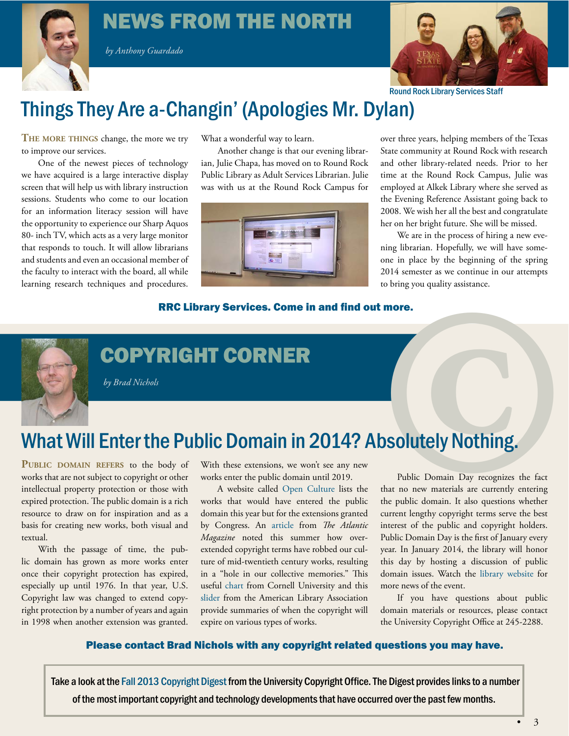# NEWS FROM THE NORTH

*by Anthony Guardado*

Round Rock Library Services Staff

## Things They Are a-Changin' (Apologies Mr. Dylan)

**The more things** change, the more we try to improve our services.

One of the newest pieces of technology we have acquired is a large interactive display screen that will help us with library instruction sessions. Students who come to our location for an information literacy session will have the opportunity to experience our Sharp Aquos 80- inch TV, which acts as a very large monitor that responds to touch. It will allow librarians and students and even an occasional member of the faculty to interact with the board, all while learning research techniques and procedures. What a wonderful way to learn.

Another change is that our evening librarian, Julie Chapa, has moved on to Round Rock Public Library as Adult Services Librarian. Julie was with us at the Round Rock Campus for over three years, helping members of the Texas State community at Round Rock with research and other library-related needs. Prior to her time at the Round Rock Campus, Julie was employed at Alkek Library where she served as the Evening Reference Assistant going back to 2008. We wish her all the best and congratulate her on her bright future. She will be missed.

We are in the process of hiring a new evening librarian. Hopefully, we will have someone in place by the beginning of the spring 2014 semester as we continue in our attempts to bring you quality assistance.

**RRC Library Services. Come in and find out more.**

# COPYRIGHT CORNER

*by Brad Nichols*

## What Will Enter the Public Domain in 2014? Absolutely Nothing.

**Public domain refers** to the body of works that are not subject to copyright or other intellectual property protection or those with expired protection. The public domain is a rich resource to draw on for inspiration and as a basis for creating new works, both visual and textual.

With the passage of time, the public domain has grown as more works enter once their copyright protection has expired, especially up until 1976. In that year, U.S. Copyright law was changed to extend copyright protection by a number of years and again in 1998 when another extension was granted. With these extensions, we won't see any new works enter the public domain until 2019.

A website called Open Culture lists the works that would have entered the public domain this year but for the extensions granted by Congress. An article from *The Atlantic Magazine* noted this summer how overextended copyright terms have robbed our culture of mid-twentieth century works, resulting in a "hole in our collective memories." This useful chart from Cornell University and this slider from the American Library Association provide summaries of when the copyright will expire on various types of works.

Public Domain Day recognizes the fact that no new materials are currently entering the public domain. It also questions whether current lengthy copyright terms serve the best interest of the public and copyright holders. Public Domain Day is the first of January every year. In January 2014, the library will honor this day by hosting a discussion of public domain issues. Watch the library website for more news of the event.

If you have questions about public domain materials or resources, please contact the University Copyright Office at 245-2288.

**Please contact Brad Nichols with any copyright related questions you may have.**

Take a look at the Fall 2013 Copyright Digest from the University Copyright Office. The Digest provides links to a number of the most important copyright and technology developments that have occurred over the past few months.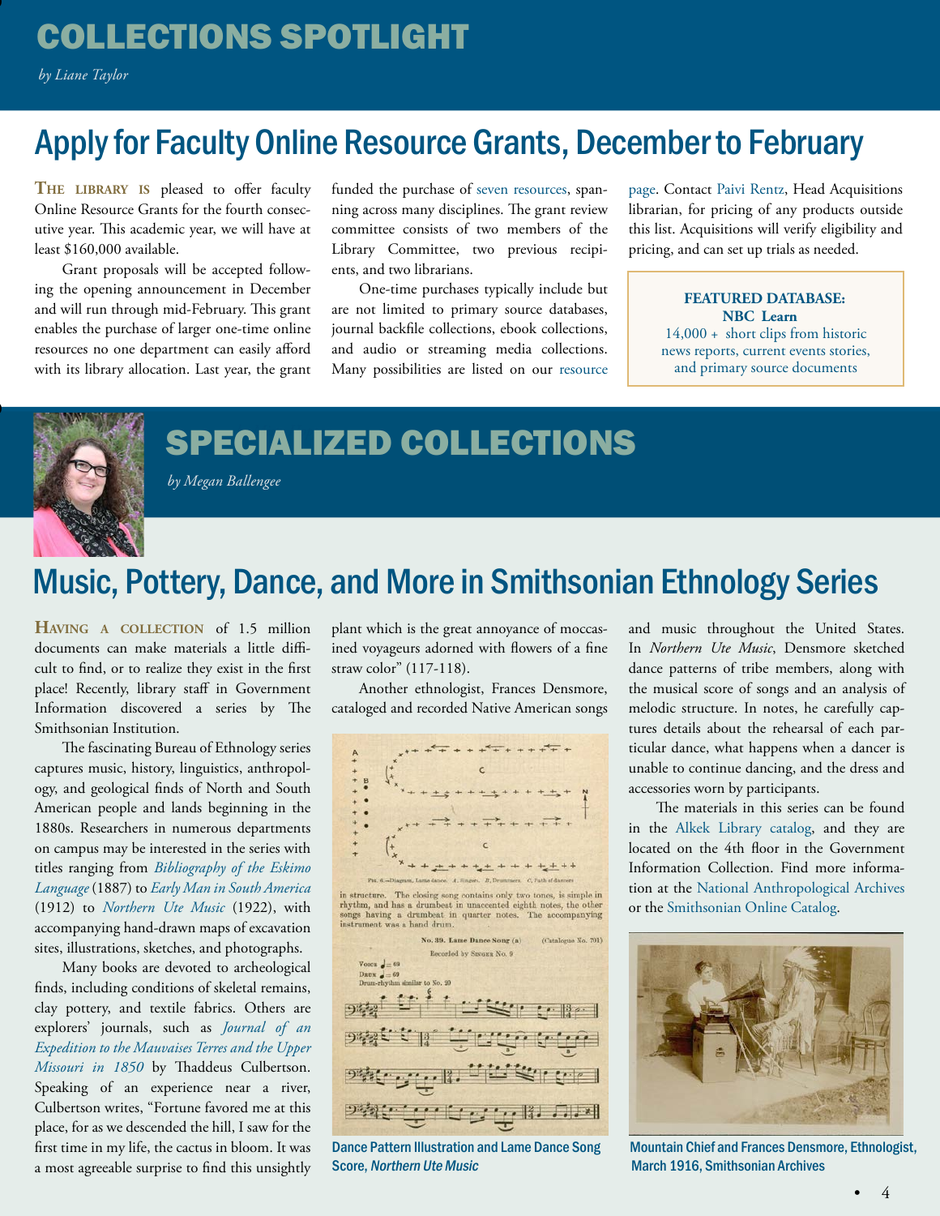# COLLECTIONS SPOTLIGHT

*by Liane Taylor*

## Apply for Faculty Online Resource Grants, December to February

**The library is** pleased to offer faculty Online Resource Grants for the fourth consecutive year. This academic year, we will have at least $160,000 available.

Grant proposals will be accepted following the opening announcement in December and will run through mid-February. This grant enables the purchase of larger one-time online resources no one department can easily afford with its library allocation. Last year, the grant funded the purchase of seven resources, spanning across many disciplines. The grant review committee consists of two members of the Library Committee, two previous recipients, and two librarians.

One-time purchases typically include but are not limited to primary source databases, journal backfile collections, ebook collections, and audio or streaming media collections. Many possibilities are listed on our resource page. Contact Paivi Rentz, Head Acquisitions librarian, for pricing of any products outside this list. Acquisitions will verify eligibility and pricing, and can set up trials as needed.

**FEATURED DATABASE: NBC Learn**
14,000 + short clips from historic news reports, current events stories, and primary source documents

# SPECIALIZED COLLECTIONS

*by Megan Ballengee*

## Music, Pottery, Dance, and More in Smithsonian Ethnology Series

**Having a collection** of 1.5 million documents can make materials a little difficult to find, or to realize they exist in the first place! Recently, library staff in Government Information discovered a series by The Smithsonian Institution.

The fascinating Bureau of Ethnology series captures music, history, linguistics, anthropology, and geological finds of North and South American people and lands beginning in the 1880s. Researchers in numerous departments on campus may be interested in the series with titles ranging from *Bibliography of the Eskimo Language* (1887) to *Early Man in South America* (1912) to *Northern Ute Music* (1922), with accompanying hand-drawn maps of excavation sites, illustrations, sketches, and photographs.

Many books are devoted to archeological finds, including conditions of skeletal remains, clay pottery, and textile fabrics. Others are explorers' journals, such as *Journal of an Expedition to the Mauvaises Terres and the Upper Missouri in 1850* by Thaddeus Culbertson. Speaking of an experience near a river, Culbertson writes, "Fortune favored me at this place, for as we descended the hill, I saw for the first time in my life, the cactus in bloom. It was a most agreeable surprise to find this unsightly plant which is the great annoyance of moccasined voyageurs adorned with flowers of a fine straw color" (117-118).

Another ethnologist, Frances Densmore, cataloged and recorded Native American songs and music throughout the United States. In *Northern Ute Music*, Densmore sketched dance patterns of tribe members, along with the musical score of songs and an analysis of melodic structure. In notes, he carefully captures details about the rehearsal of each particular dance, what happens when a dancer is unable to continue dancing, and the dress and accessories worn by participants.

The materials in this series can be found in the Alkek Library catalog, and they are located on the 4th floor in the Government Information Collection. Find more information at the National Anthropological Archives or the Smithsonian Online Catalog.

Dance Pattern Illustration and Lame Dance Song Score, *Northern Ute Music*

Mountain Chief and Frances Densmore, Ethnologist, March 1916, Smithsonian Archives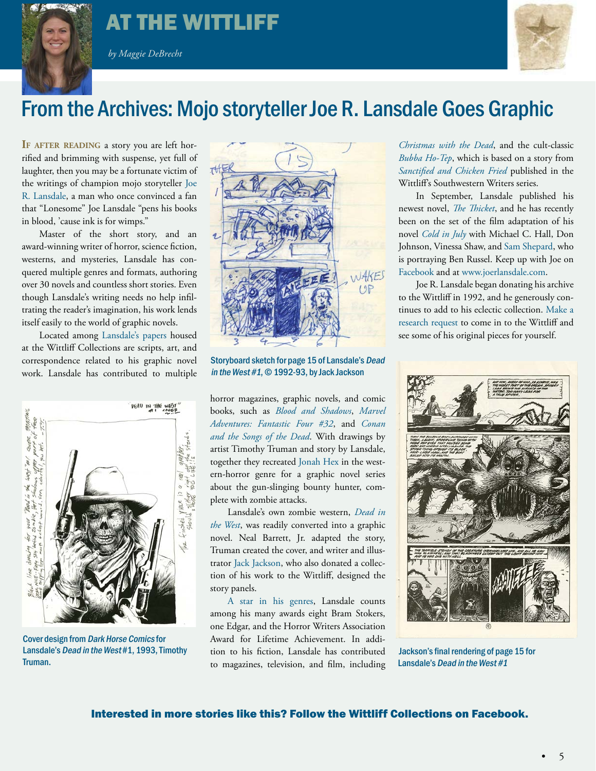# AT THE WITTLIFF

*by Maggie DeBrecht*

## From the Archives: Mojo storyteller Joe R. Lansdale Goes Graphic

**If after reading** a story you are left horrified and brimming with suspense, yet full of laughter, then you may be a fortunate victim of the writings of champion mojo storyteller Joe R. Lansdale, a man who once convinced a fan that "Lonesome" Joe Lansdale "pens his books in blood, 'cause ink is for wimps."

Master of the short story, and an award-winning writer of horror, science fiction, westerns, and mysteries, Lansdale has conquered multiple genres and formats, authoring over 30 novels and countless short stories. Even though Lansdale's writing needs no help infiltrating the reader's imagination, his work lends itself easily to the world of graphic novels.

Located among Lansdale's papers housed at the Wittliff Collections are scripts, art, and correspondence related to his graphic novel work. Lansdale has contributed to multiple horror magazines, graphic novels, and comic books, such as *Blood and Shadows*, *Marvel Adventures: Fantastic Four #32*, and *Conan and the Songs of the Dead*. With drawings by artist Timothy Truman and story by Lansdale, together they recreated Jonah Hex in the western-horror genre for a graphic novel series about the gun-slinging bounty hunter, complete with zombie attacks.

Lansdale's own zombie western, *Dead in the West*, was readily converted into a graphic novel. Neal Barrett, Jr. adapted the story, Truman created the cover, and writer and illustrator Jack Jackson, who also donated a collection of his work to the Wittliff, designed the story panels.

A star in his genres, Lansdale counts among his many awards eight Bram Stokers, one Edgar, and the Horror Writers Association Award for Lifetime Achievement. In addition to his fiction, Lansdale has contributed to magazines, television, and film, including *Christmas with the Dead*, and the cult-classic *Bubba Ho-Tep*, which is based on a story from *Sanctified and Chicken Fried* published in the Wittliff's Southwestern Writers series.

In September, Lansdale published his newest novel, *The Thicket*, and he has recently been on the set of the film adaptation of his novel *Cold in July* with Michael C. Hall, Don Johnson, Vinessa Shaw, and Sam Shepard, who is portraying Ben Russel. Keep up with Joe on Facebook and at www.joerlansdale.com.

Joe R. Lansdale began donating his archive to the Wittliff in 1992, and he generously continues to add to his eclectic collection. Make a research request to come in to the Wittliff and see some of his original pieces for yourself.

Storyboard sketch for page 15 of Lansdale's *Dead in the West #1*, © 1992-93, by Jack Jackson

Cover design from *Dark Horse Comics* for Lansdale's *Dead in the West* #1, 1993, Timothy Truman.

Jackson's final rendering of page 15 for Lansdale's *Dead in the West #1*

**Interested in more stories like this? Follow the Wittliff Collections on Facebook.**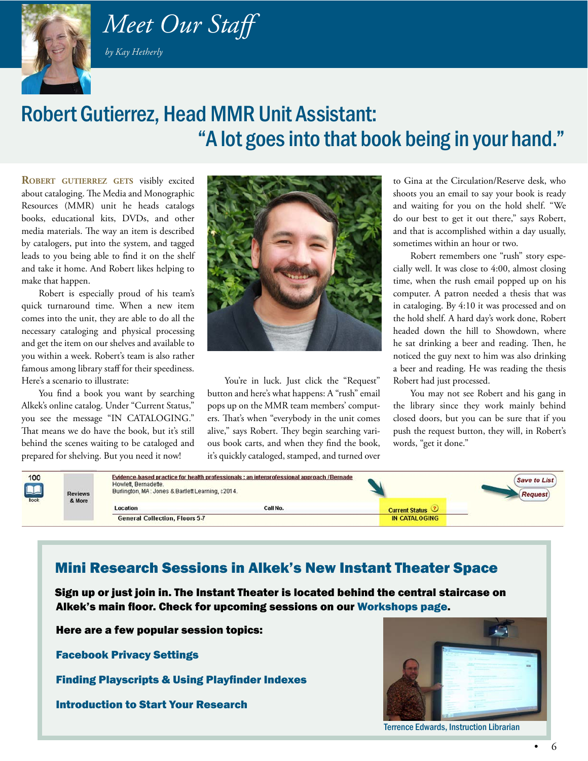# Meet Our Staff

*by Kay Hetherly*

## Robert Gutierrez, Head MMR Unit Assistant: "A lot goes into that book being in your hand."

**ROBERT GUTIERREZ GETS** visibly excited about cataloging. The Media and Monographic Resources (MMR) unit he heads catalogs books, educational kits, DVDs, and other media materials. The way an item is described by catalogers, put into the system, and tagged leads to you being able to find it on the shelf and take it home. And Robert likes helping to make that happen.

Robert is especially proud of his team's quick turnaround time. When a new item comes into the unit, they are able to do all the necessary cataloging and physical processing and get the item on our shelves and available to you within a week. Robert's team is also rather famous among library staff for their speediness. Here's a scenario to illustrate:

You find a book you want by searching Alkek's online catalog. Under "Current Status," you see the message "IN CATALOGING." That means we do have the book, but it's still behind the scenes waiting to be cataloged and prepared for shelving. But you need it now!

You're in luck. Just click the "Request" button and here's what happens: A "rush" email pops up on the MMR team members' computers. That's when "everybody in the unit comes alive," says Robert. They begin searching various book carts, and when they find the book, it's quickly cataloged, stamped, and turned over to Gina at the Circulation/Reserve desk, who shoots you an email to say your book is ready and waiting for you on the hold shelf. "We do our best to get it out there," says Robert, and that is accomplished within a day usually, sometimes within an hour or two.

Robert remembers one "rush" story especially well. It was close to 4:00, almost closing time, when the rush email popped up on his computer. A patron needed a thesis that was in cataloging. By 4:10 it was processed and on the hold shelf. A hard day's work done, Robert headed down the hill to Showdown, where he sat drinking a beer and reading. Then, he noticed the guy next to him was also drinking a beer and reading. He was reading the thesis Robert had just processed.

You may not see Robert and his gang in the library since they work mainly behind closed doors, but you can be sure that if you push the request button, they will, in Robert's words, "get it done."

100 Book | Reviews & More | Evidence-based practice for health professionals : an interprofessional approach / Bernade Howlett, Bernadette. Burlington, MA : Jones & Bartlett Learning, c2014. | Save to List | Request

| Location | Call No. | Current Status |
|---|---|---|
| General Collection, Floors 5-7 | | IN CATALOGING |

## Mini Research Sessions in Alkek's New Instant Theater Space

**Sign up or just join in. The Instant Theater is located behind the central staircase on Alkek's main floor. Check for upcoming sessions on our Workshops page.**

**Here are a few popular session topics:**

**Facebook Privacy Settings**

**Finding Playscripts & Using Playfinder Indexes**

**Introduction to Start Your Research**

Terrence Edwards, Instruction Librarian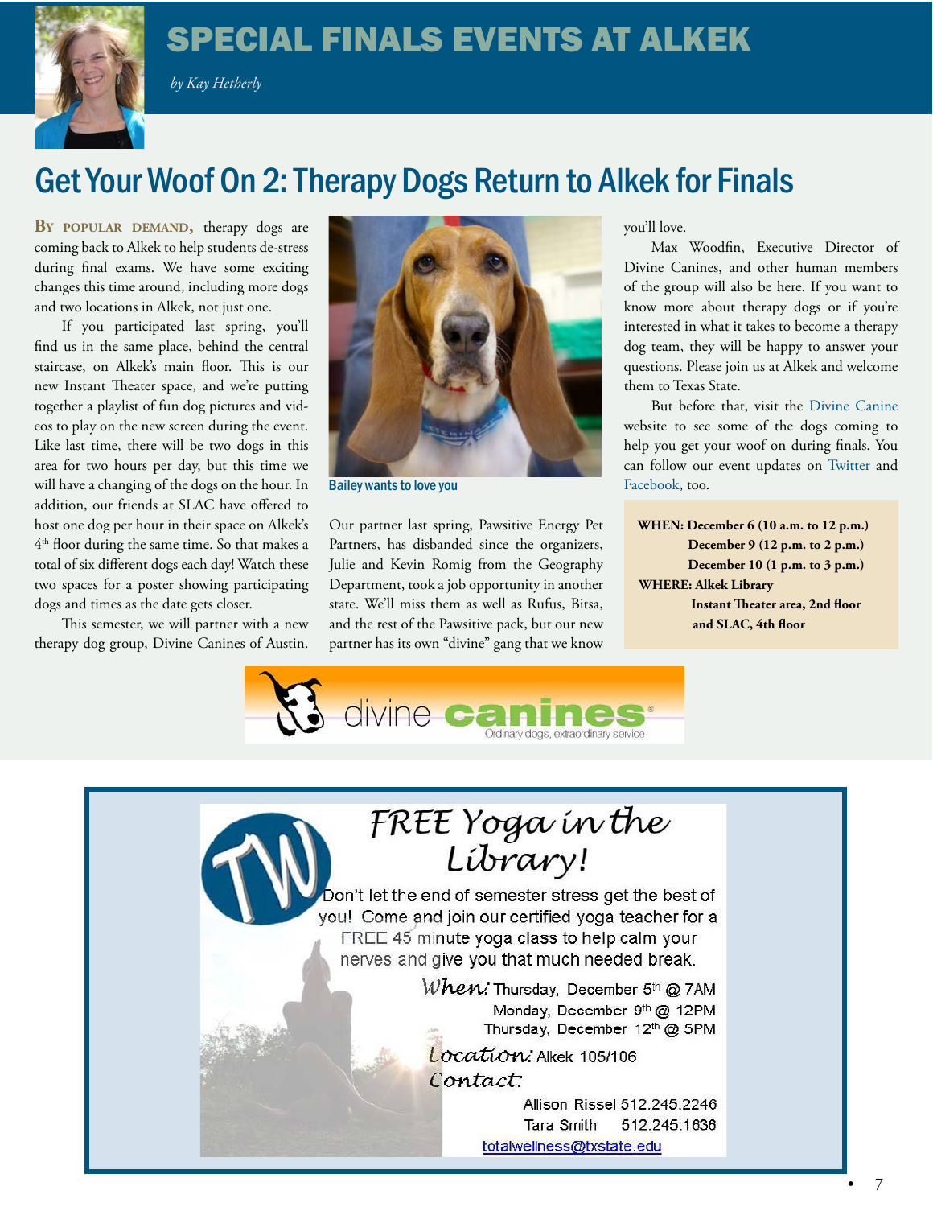# SPECIAL FINALS EVENTS AT ALKEK

*by Kay Hetherly*

## Get Your Woof On 2: Therapy Dogs Return to Alkek for Finals

**By popular demand,** therapy dogs are coming back to Alkek to help students de-stress during final exams. We have some exciting changes this time around, including more dogs and two locations in Alkek, not just one.

If you participated last spring, you'll find us in the same place, behind the central staircase, on Alkek's main floor. This is our new Instant Theater space, and we're putting together a playlist of fun dog pictures and videos to play on the new screen during the event. Like last time, there will be two dogs in this area for two hours per day, but this time we will have a changing of the dogs on the hour. In addition, our friends at SLAC have offered to host one dog per hour in their space on Alkek's 4th floor during the same time. So that makes a total of six different dogs each day! Watch these two spaces for a poster showing participating dogs and times as the date gets closer.

This semester, we will partner with a new therapy dog group, Divine Canines of Austin. Our partner last spring, Pawsitive Energy Pet Partners, has disbanded since the organizers, Julie and Kevin Romig from the Geography Department, took a job opportunity in another state. We'll miss them as well as Rufus, Bitsa, and the rest of the Pawsitive pack, but our new partner has its own "divine" gang that we know you'll love.

Bailey wants to love you

Max Woodfin, Executive Director of Divine Canines, and other human members of the group will also be here. If you want to know more about therapy dogs or if you're interested in what it takes to become a therapy dog team, they will be happy to answer your questions. Please join us at Alkek and welcome them to Texas State.

But before that, visit the Divine Canine website to see some of the dogs coming to help you get your woof on during finals. You can follow our event updates on Twitter and Facebook, too.

**WHEN: December 6 (10 a.m. to 12 p.m.)**
**December 9 (12 p.m. to 2 p.m.)**
**December 10 (1 p.m. to 3 p.m.)**

**WHERE: Alkek Library**
**Instant Theater area, 2nd floor**
**and SLAC, 4th floor**

divine canines® — Ordinary dogs, extraordinary service

## FREE Yoga in the Library!

Don't let the end of semester stress get the best of you! Come and join our certified yoga teacher for a FREE 45 minute yoga class to help calm your nerves and give you that much needed break.

*When:* Thursday, December 5th @ 7AM
Monday, December 9th @ 12PM
Thursday, December 12th @ 5PM

*Location:* Alkek 105/106

*Contact:*
Allison Rissel 512.245.2246
Tara Smith 512.245.1636
totalwellness@txstate.edu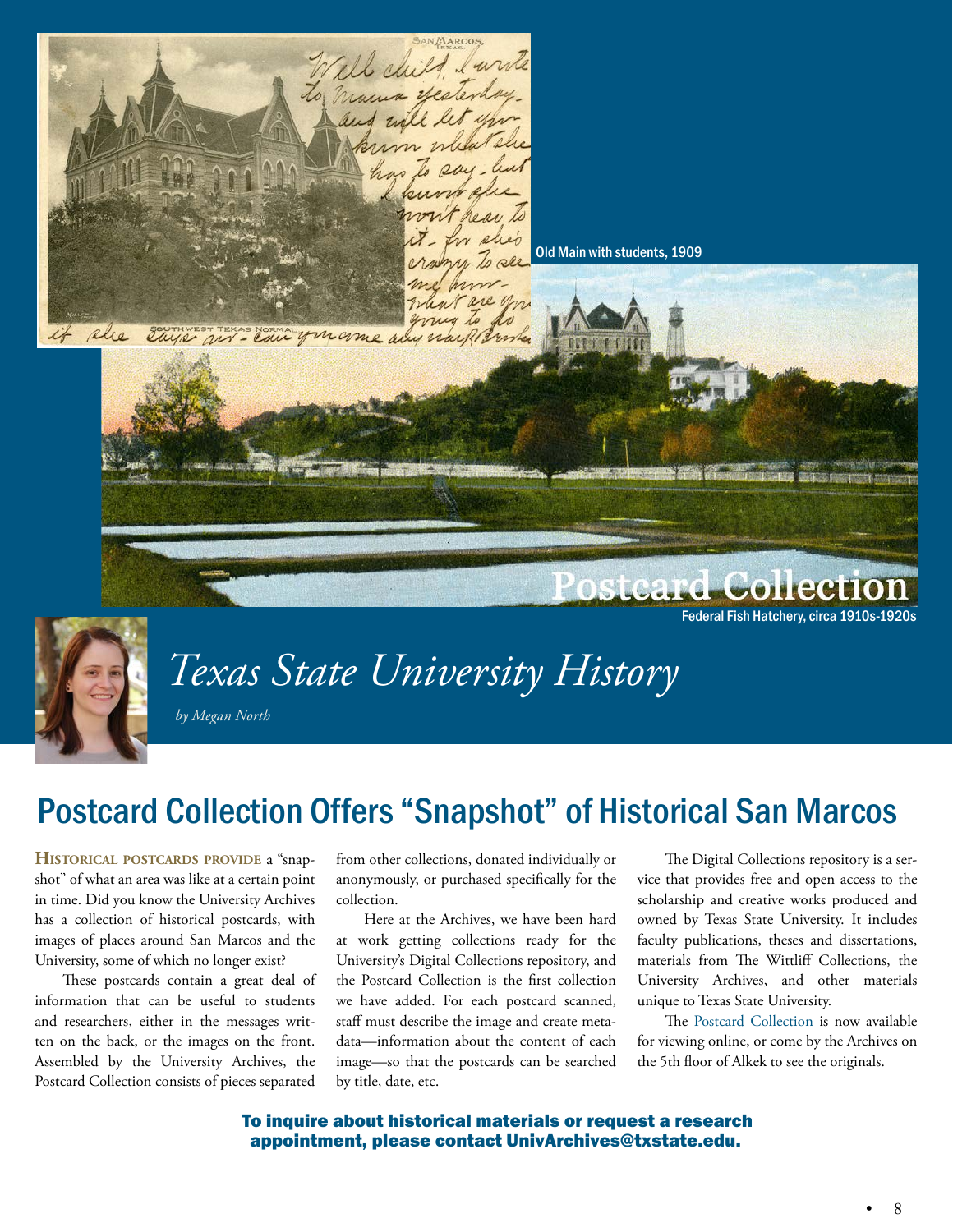Old Main with students, 1909

# Postcard Collection

Federal Fish Hatchery, circa 1910s-1920s

*Texas State University History*

*by Megan North*

## Postcard Collection Offers "Snapshot" of Historical San Marcos

**Historical postcards provide** a "snapshot" of what an area was like at a certain point in time. Did you know the University Archives has a collection of historical postcards, with images of places around San Marcos and the University, some of which no longer exist?

These postcards contain a great deal of information that can be useful to students and researchers, either in the messages written on the back, or the images on the front. Assembled by the University Archives, the Postcard Collection consists of pieces separated from other collections, donated individually or anonymously, or purchased specifically for the collection.

Here at the Archives, we have been hard at work getting collections ready for the University's Digital Collections repository, and the Postcard Collection is the first collection we have added. For each postcard scanned, staff must describe the image and create metadata—information about the content of each image—so that the postcards can be searched by title, date, etc.

The Digital Collections repository is a service that provides free and open access to the scholarship and creative works produced and owned by Texas State University. It includes faculty publications, theses and dissertations, materials from The Wittliff Collections, the University Archives, and other materials unique to Texas State University.

The Postcard Collection is now available for viewing online, or come by the Archives on the 5th floor of Alkek to see the originals.

**To inquire about historical materials or request a research appointment, please contact UnivArchives@txstate.edu.**